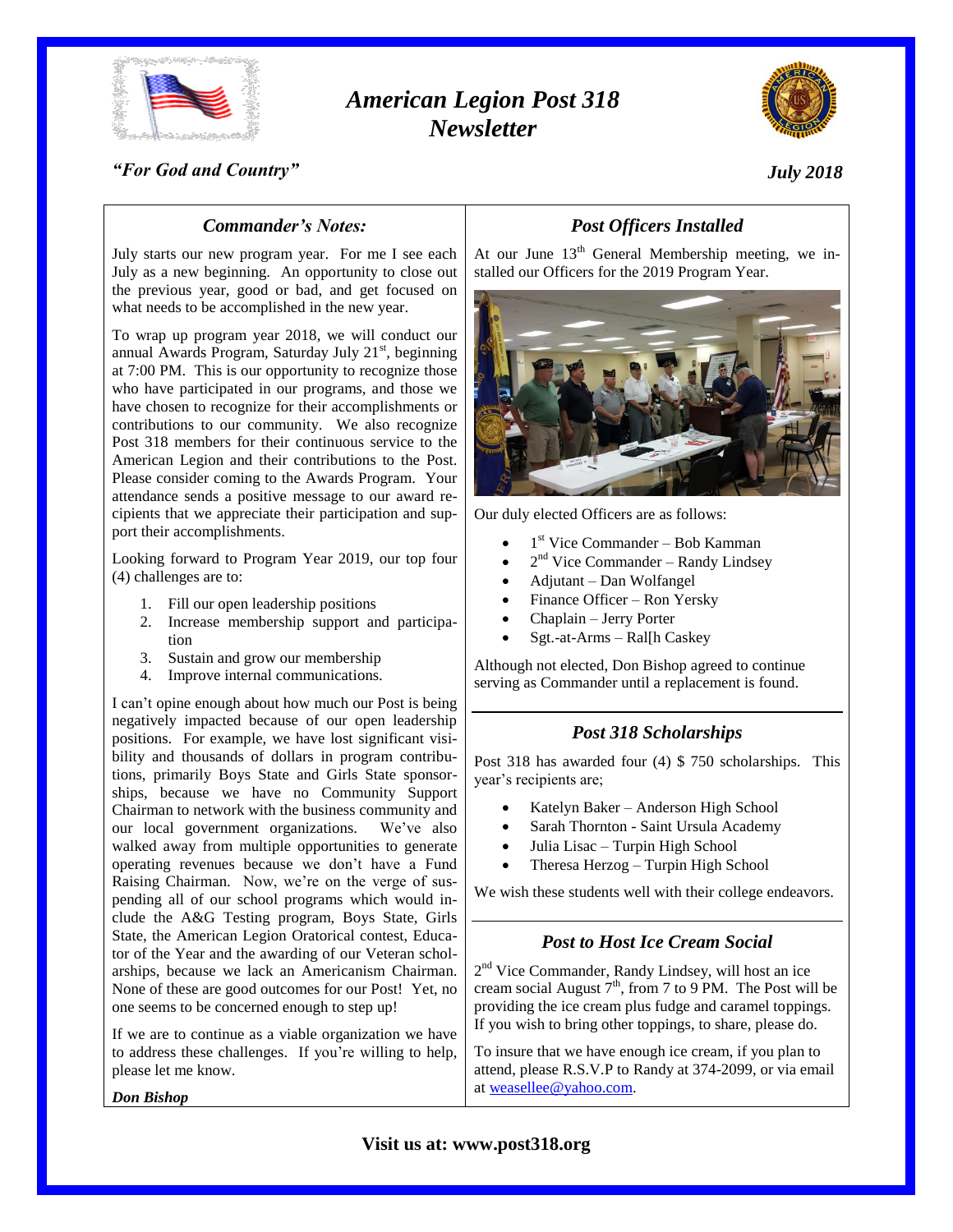# American Legion Post 318 Newsletter

*"For God and Country"*

*July 2018*

## Commander's Notes:

July starts our new program year. For me I see each July as a new beginning. An opportunity to close out the previous year, good or bad, and get focused on what needs to be accomplished in the new year.

To wrap up program year 2018, we will conduct our annual Awards Program, Saturday July 21st, beginning at 7:00 PM. This is our opportunity to recognize those who have participated in our programs, and those we have chosen to recognize for their accomplishments or contributions to our community. We also recognize Post 318 members for their continuous service to the American Legion and their contributions to the Post. Please consider coming to the Awards Program. Your attendance sends a positive message to our award recipients that we appreciate their participation and support their accomplishments.

Looking forward to Program Year 2019, our top four (4) challenges are to:

1. Fill our open leadership positions
2. Increase membership support and participation
3. Sustain and grow our membership
4. Improve internal communications.

I can't opine enough about how much our Post is being negatively impacted because of our open leadership positions. For example, we have lost significant visibility and thousands of dollars in program contributions, primarily Boys State and Girls State sponsorships, because we have no Community Support Chairman to network with the business community and our local government organizations. We've also walked away from multiple opportunities to generate operating revenues because we don't have a Fund Raising Chairman. Now, we're on the verge of suspending all of our school programs which would include the A&G Testing program, Boys State, Girls State, the American Legion Oratorical contest, Educator of the Year and the awarding of our Veteran scholarships, because we lack an Americanism Chairman. None of these are good outcomes for our Post! Yet, no one seems to be concerned enough to step up!

If we are to continue as a viable organization we have to address these challenges. If you're willing to help, please let me know.

***Don Bishop***

## Post Officers Installed

At our June 13th General Membership meeting, we installed our Officers for the 2019 Program Year.

Our duly elected Officers are as follows:

- 1st Vice Commander – Bob Kamman
- 2nd Vice Commander – Randy Lindsey
- Adjutant – Dan Wolfangel
- Finance Officer – Ron Yersky
- Chaplain – Jerry Porter
- Sgt.-at-Arms – Ral[h Caskey

Although not elected, Don Bishop agreed to continue serving as Commander until a replacement is found.

## Post 318 Scholarships

Post 318 has awarded four (4) $ 750 scholarships. This year's recipients are;

- Katelyn Baker – Anderson High School
- Sarah Thornton - Saint Ursula Academy
- Julia Lisac – Turpin High School
- Theresa Herzog – Turpin High School

We wish these students well with their college endeavors.

## Post to Host Ice Cream Social

2nd Vice Commander, Randy Lindsey, will host an ice cream social August 7th, from 7 to 9 PM. The Post will be providing the ice cream plus fudge and caramel toppings. If you wish to bring other toppings, to share, please do.

To insure that we have enough ice cream, if you plan to attend, please R.S.V.P to Randy at 374-2099, or via email at weasellee@yahoo.com.

**Visit us at: www.post318.org**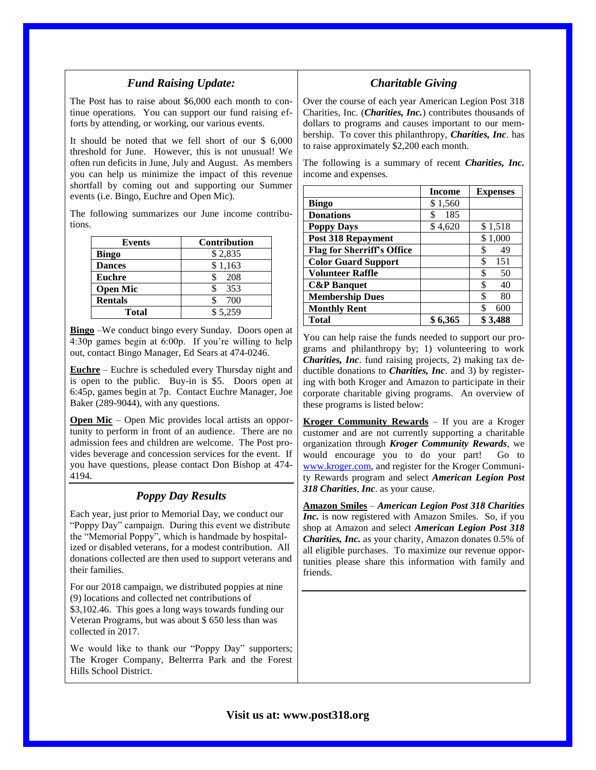## *Fund Raising Update:*

The Post has to raise about $6,000 each month to continue operations. You can support our fund raising efforts by attending, or working, our various events.

It should be noted that we fell short of our $ 6,000 threshold for June. However, this is not unusual! We often run deficits in June, July and August. As members you can help us minimize the impact of this revenue shortfall by coming out and supporting our Summer events (i.e. Bingo, Euchre and Open Mic).

The following summarizes our June income contributions.

| Events | Contribution |
|---|---|
| **Bingo** | $ 2,835 |
| **Dances** | $ 1,163 |
| **Euchre** | $ 208 |
| **Open Mic** | $ 353 |
| **Rentals** | $ 700 |
| **Total** | $ 5,259 |

**Bingo** –We conduct bingo every Sunday. Doors open at 4:30p games begin at 6:00p. If you're willing to help out, contact Bingo Manager, Ed Sears at 474-0246.

**Euchre** – Euchre is scheduled every Thursday night and is open to the public. Buy-in is $5. Doors open at 6:45p, games begin at 7p. Contact Euchre Manager, Joe Baker (289-9044), with any questions.

**Open Mic** – Open Mic provides local artists an opportunity to perform in front of an audience. There are no admission fees and children are welcome. The Post provides beverage and concession services for the event. If you have questions, please contact Don Bishop at 474-4194.

## *Poppy Day Results*

Each year, just prior to Memorial Day, we conduct our "Poppy Day" campaign. During this event we distribute the "Memorial Poppy", which is handmade by hospitalized or disabled veterans, for a modest contribution. All donations collected are then used to support veterans and their families.

For our 2018 campaign, we distributed poppies at nine (9) locations and collected net contributions of $3,102.46. This goes a long ways towards funding our Veteran Programs, but was about $ 650 less than was collected in 2017.

We would like to thank our "Poppy Day" supporters; The Kroger Company, Belterrra Park and the Forest Hills School District.

## *Charitable Giving*

Over the course of each year American Legion Post 318 Charities, Inc. (***Charities, Inc.***) contributes thousands of dollars to programs and causes important to our membership. To cover this philanthropy, ***Charities, Inc***. has to raise approximately $2,200 each month.

The following is a summary of recent ***Charities, Inc.*** income and expenses.

| | Income | Expenses |
|---|---|---|
| **Bingo** | $ 1,560 | |
| **Donations** | $ 185 | |
| **Poppy Days** | $ 4,620 | $ 1,518 |
| **Post 318 Repayment** | | $ 1,000 |
| **Flag for Sherriff's Office** | | $ 49 |
| **Color Guard Support** | | $ 151 |
| **Volunteer Raffle** | | $ 50 |
| **C&P Banquet** | | $ 40 |
| **Membership Dues** | | $ 80 |
| **Monthly Rent** | | $ 600 |
| **Total** | **$ 6,365** | **$ 3,488** |

You can help raise the funds needed to support our programs and philanthropy by; 1) volunteering to work ***Charities, Inc***. fund raising projects, 2) making tax deductible donations to ***Charities, Inc***. and 3) by registering with both Kroger and Amazon to participate in their corporate charitable giving programs. An overview of these programs is listed below:

**Kroger Community Rewards** – If you are a Kroger customer and are not currently supporting a charitable organization through ***Kroger Community Rewards***, we would encourage you to do your part! Go to www.kroger.com, and register for the Kroger Community Rewards program and select ***American Legion Post 318 Charities***, ***Inc***. as your cause.

**Amazon Smiles** – ***American Legion Post 318 Charities Inc.*** is now registered with Amazon Smiles. So, if you shop at Amazon and select ***American Legion Post 318 Charities, Inc.*** as your charity, Amazon donates 0.5% of all eligible purchases. To maximize our revenue opportunities please share this information with family and friends.

**Visit us at: www.post318.org**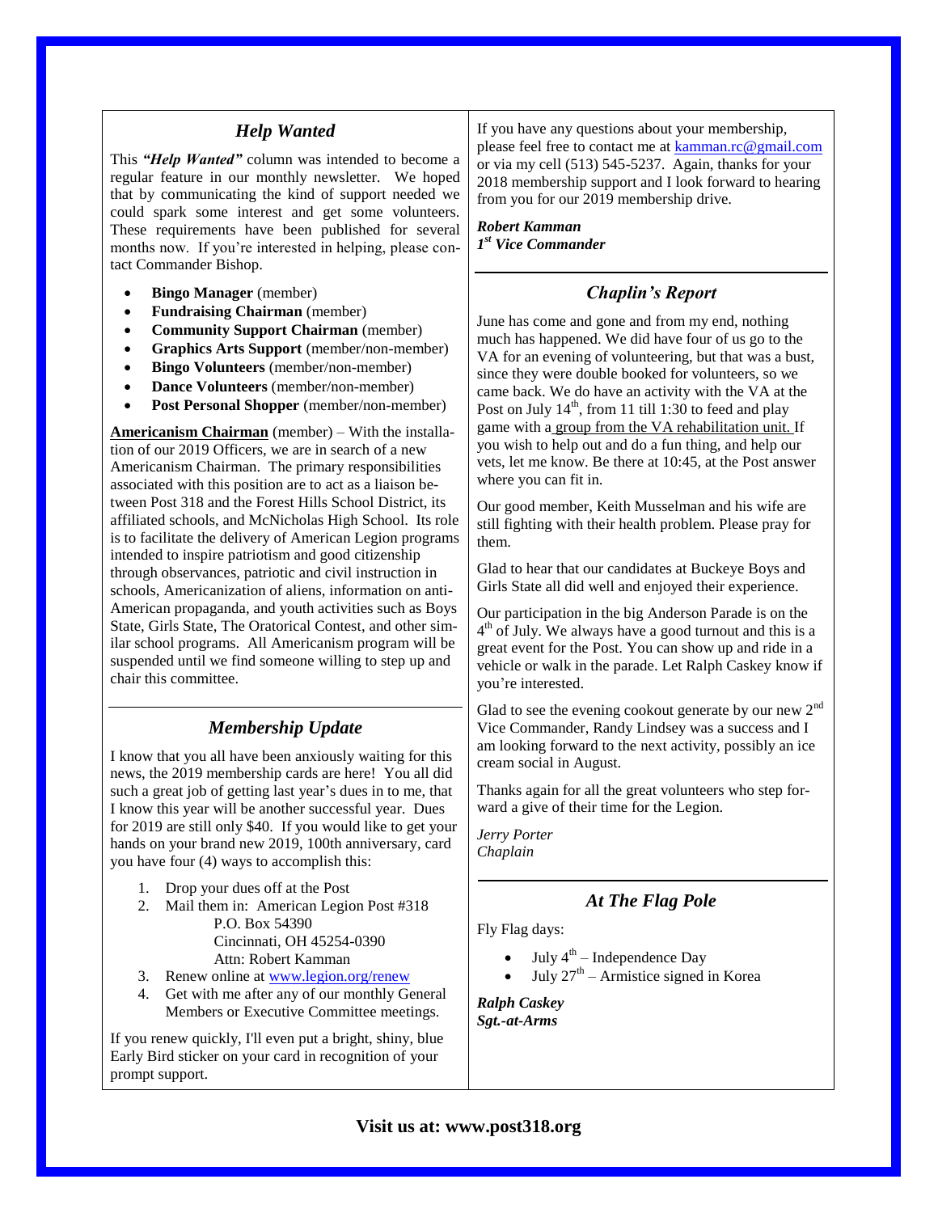## *Help Wanted*

This ***"Help Wanted"*** column was intended to become a regular feature in our monthly newsletter. We hoped that by communicating the kind of support needed we could spark some interest and get some volunteers. These requirements have been published for several months now. If you're interested in helping, please contact Commander Bishop.

- **Bingo Manager** (member)
- **Fundraising Chairman** (member)
- **Community Support Chairman** (member)
- **Graphics Arts Support** (member/non-member)
- **Bingo Volunteers** (member/non-member)
- **Dance Volunteers** (member/non-member)
- **Post Personal Shopper** (member/non-member)

**Americanism Chairman** (member) – With the installation of our 2019 Officers, we are in search of a new Americanism Chairman. The primary responsibilities associated with this position are to act as a liaison between Post 318 and the Forest Hills School District, its affiliated schools, and McNicholas High School. Its role is to facilitate the delivery of American Legion programs intended to inspire patriotism and good citizenship through observances, patriotic and civil instruction in schools, Americanization of aliens, information on anti-American propaganda, and youth activities such as Boys State, Girls State, The Oratorical Contest, and other similar school programs. All Americanism program will be suspended until we find someone willing to step up and chair this committee.

## *Membership Update*

I know that you all have been anxiously waiting for this news, the 2019 membership cards are here! You all did such a great job of getting last year's dues in to me, that I know this year will be another successful year. Dues for 2019 are still only $40. If you would like to get your hands on your brand new 2019, 100th anniversary, card you have four (4) ways to accomplish this:

1. Drop your dues off at the Post
2. Mail them in: American Legion Post #318
   P.O. Box 54390
   Cincinnati, OH 45254-0390
   Attn: Robert Kamman
3. Renew online at www.legion.org/renew
4. Get with me after any of our monthly General Members or Executive Committee meetings.

If you renew quickly, I'll even put a bright, shiny, blue Early Bird sticker on your card in recognition of your prompt support.

If you have any questions about your membership, please feel free to contact me at kamman.rc@gmail.com or via my cell (513) 545-5237. Again, thanks for your 2018 membership support and I look forward to hearing from you for our 2019 membership drive.

***Robert Kamman***
***1st Vice Commander***

## *Chaplin's Report*

June has come and gone and from my end, nothing much has happened. We did have four of us go to the VA for an evening of volunteering, but that was a bust, since they were double booked for volunteers, so we came back. We do have an activity with the VA at the Post on July 14th, from 11 till 1:30 to feed and play game with a group from the VA rehabilitation unit. If you wish to help out and do a fun thing, and help our vets, let me know. Be there at 10:45, at the Post answer where you can fit in.

Our good member, Keith Musselman and his wife are still fighting with their health problem. Please pray for them.

Glad to hear that our candidates at Buckeye Boys and Girls State all did well and enjoyed their experience.

Our participation in the big Anderson Parade is on the 4th of July. We always have a good turnout and this is a great event for the Post. You can show up and ride in a vehicle or walk in the parade. Let Ralph Caskey know if you're interested.

Glad to see the evening cookout generate by our new 2nd Vice Commander, Randy Lindsey was a success and I am looking forward to the next activity, possibly an ice cream social in August.

Thanks again for all the great volunteers who step forward a give of their time for the Legion.

*Jerry Porter*
*Chaplain*

## *At The Flag Pole*

Fly Flag days:

- July 4th – Independence Day
- July 27th – Armistice signed in Korea

***Ralph Caskey***
***Sgt.-at-Arms***

**Visit us at: www.post318.org**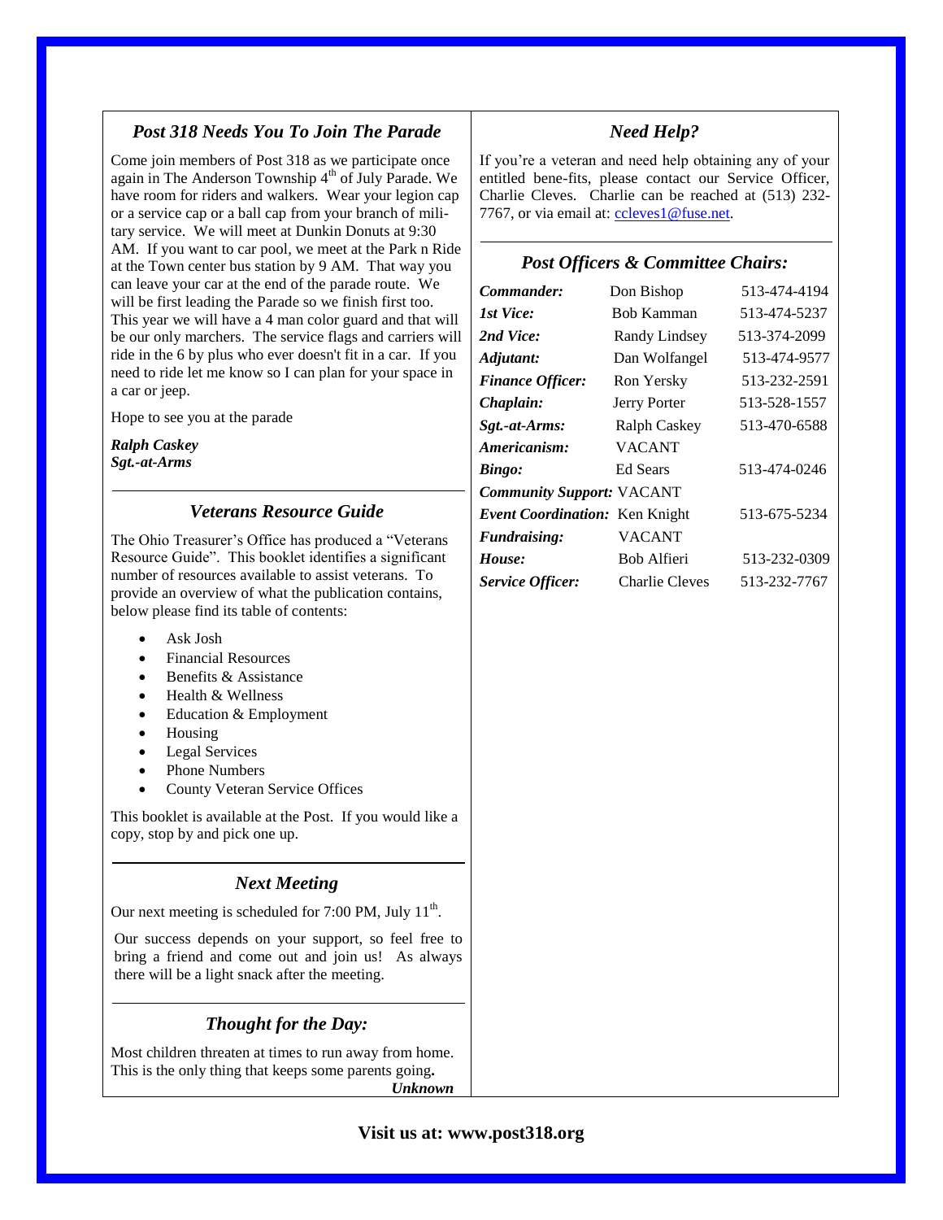## *Post 318 Needs You To Join The Parade*

Come join members of Post 318 as we participate once again in The Anderson Township 4th of July Parade. We have room for riders and walkers. Wear your legion cap or a service cap or a ball cap from your branch of military service. We will meet at Dunkin Donuts at 9:30 AM. If you want to car pool, we meet at the Park n Ride at the Town center bus station by 9 AM. That way you can leave your car at the end of the parade route. We will be first leading the Parade so we finish first too. This year we will have a 4 man color guard and that will be our only marchers. The service flags and carriers will ride in the 6 by plus who ever doesn't fit in a car. If you need to ride let me know so I can plan for your space in a car or jeep.

Hope to see you at the parade

***Ralph Caskey***
***Sgt.-at-Arms***

## *Veterans Resource Guide*

The Ohio Treasurer's Office has produced a "Veterans Resource Guide". This booklet identifies a significant number of resources available to assist veterans. To provide an overview of what the publication contains, below please find its table of contents:

- Ask Josh
- Financial Resources
- Benefits & Assistance
- Health & Wellness
- Education & Employment
- Housing
- Legal Services
- Phone Numbers
- County Veteran Service Offices

This booklet is available at the Post. If you would like a copy, stop by and pick one up.

## *Next Meeting*

Our next meeting is scheduled for 7:00 PM, July 11th.

Our success depends on your support, so feel free to bring a friend and come out and join us! As always there will be a light snack after the meeting.

## *Thought for the Day:*

Most children threaten at times to run away from home. This is the only thing that keeps some parents going**.**

***Unknown***

## *Need Help?*

If you're a veteran and need help obtaining any of your entitled bene-fits, please contact our Service Officer, Charlie Cleves. Charlie can be reached at (513) 232-7767, or via email at: ccleves1@fuse.net.

## *Post Officers & Committee Chairs:*

| | | |
|---|---|---|
| ***Commander:*** | Don Bishop | 513-474-4194 |
| ***1st Vice:*** | Bob Kamman | 513-474-5237 |
| ***2nd Vice:*** | Randy Lindsey | 513-374-2099 |
| ***Adjutant:*** | Dan Wolfangel | 513-474-9577 |
| ***Finance Officer:*** | Ron Yersky | 513-232-2591 |
| ***Chaplain:*** | Jerry Porter | 513-528-1557 |
| ***Sgt.-at-Arms:*** | Ralph Caskey | 513-470-6588 |
| ***Americanism:*** | VACANT | |
| ***Bingo:*** | Ed Sears | 513-474-0246 |
| ***Community Support:*** | VACANT | |
| ***Event Coordination:*** | Ken Knight | 513-675-5234 |
| ***Fundraising:*** | VACANT | |
| ***House:*** | Bob Alfieri | 513-232-0309 |
| ***Service Officer:*** | Charlie Cleves | 513-232-7767 |

**Visit us at: www.post318.org**